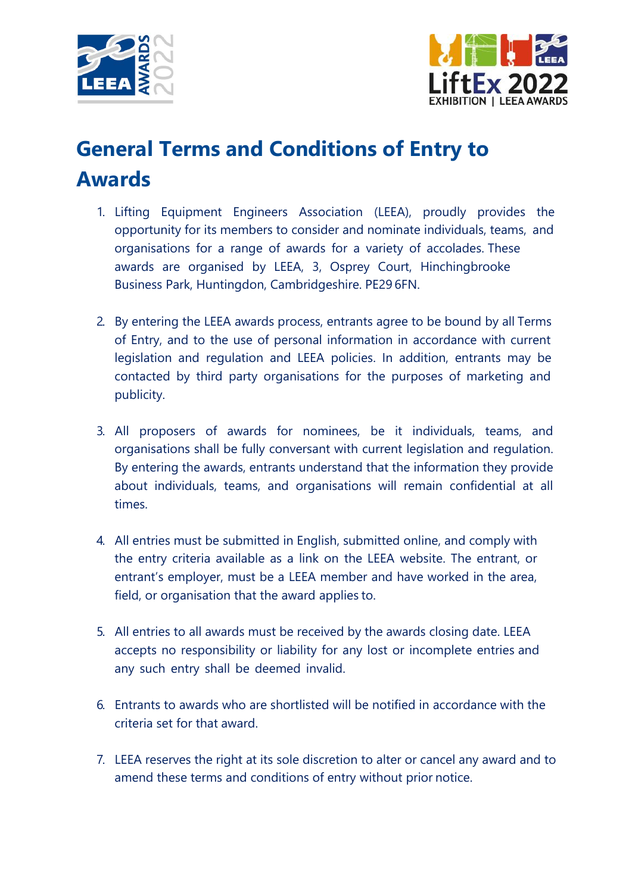# General Terms and Conditions of Entry to Awards

1. Lifting Equipment Engineers Association (LEEA), proudly provides the opportunity for its members to consider and nominate individuals, teams, and organisations for a range of awards for a variety of accolades. These awards are organised by LEEA, 3, Osprey Court, Hinchingbrooke Business Park, Huntingdon, Cambridgeshire. PE29 6FN.

2. By entering the LEEA awards process, entrants agree to be bound by all Terms of Entry, and to the use of personal information in accordance with current legislation and regulation and LEEA policies. In addition, entrants may be contacted by third party organisations for the purposes of marketing and publicity.

3. All proposers of awards for nominees, be it individuals, teams, and organisations shall be fully conversant with current legislation and regulation. By entering the awards, entrants understand that the information they provide about individuals, teams, and organisations will remain confidential at all times.

4. All entries must be submitted in English, submitted online, and comply with the entry criteria available as a link on the LEEA website. The entrant, or entrant's employer, must be a LEEA member and have worked in the area, field, or organisation that the award applies to.

5. All entries to all awards must be received by the awards closing date. LEEA accepts no responsibility or liability for any lost or incomplete entries and any such entry shall be deemed invalid.

6. Entrants to awards who are shortlisted will be notified in accordance with the criteria set for that award.

7. LEEA reserves the right at its sole discretion to alter or cancel any award and to amend these terms and conditions of entry without prior notice.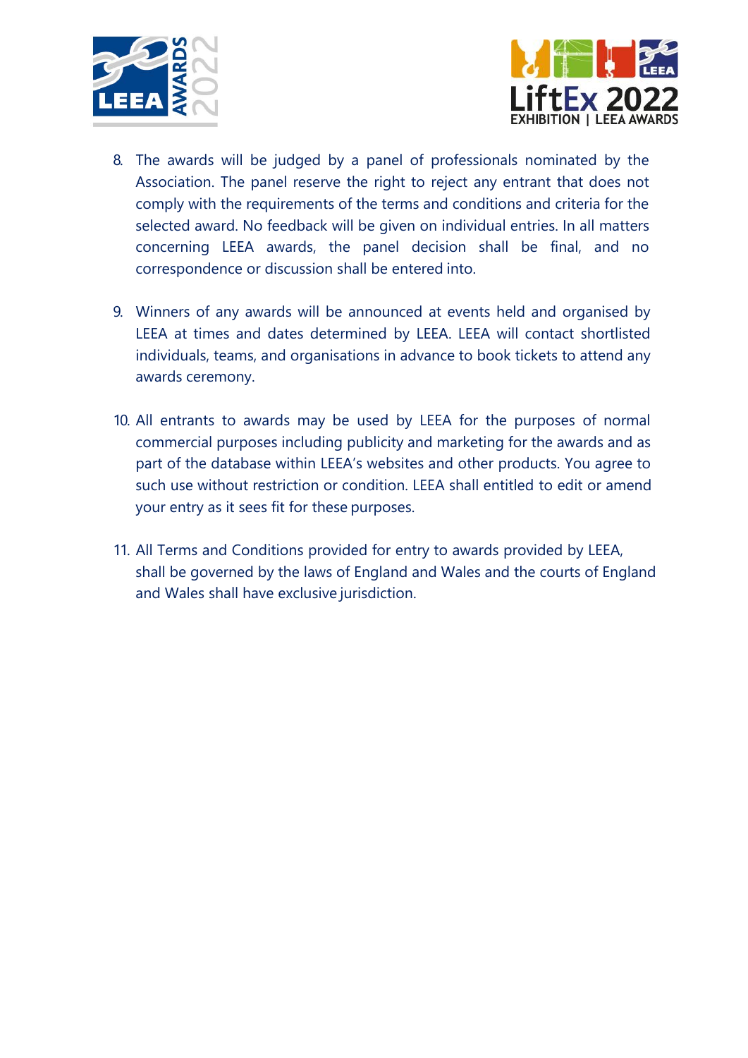8. The awards will be judged by a panel of professionals nominated by the Association. The panel reserve the right to reject any entrant that does not comply with the requirements of the terms and conditions and criteria for the selected award. No feedback will be given on individual entries. In all matters concerning LEEA awards, the panel decision shall be final, and no correspondence or discussion shall be entered into.

9. Winners of any awards will be announced at events held and organised by LEEA at times and dates determined by LEEA. LEEA will contact shortlisted individuals, teams, and organisations in advance to book tickets to attend any awards ceremony.

10. All entrants to awards may be used by LEEA for the purposes of normal commercial purposes including publicity and marketing for the awards and as part of the database within LEEA's websites and other products. You agree to such use without restriction or condition. LEEA shall entitled to edit or amend your entry as it sees fit for these purposes.

11. All Terms and Conditions provided for entry to awards provided by LEEA, shall be governed by the laws of England and Wales and the courts of England and Wales shall have exclusive jurisdiction.